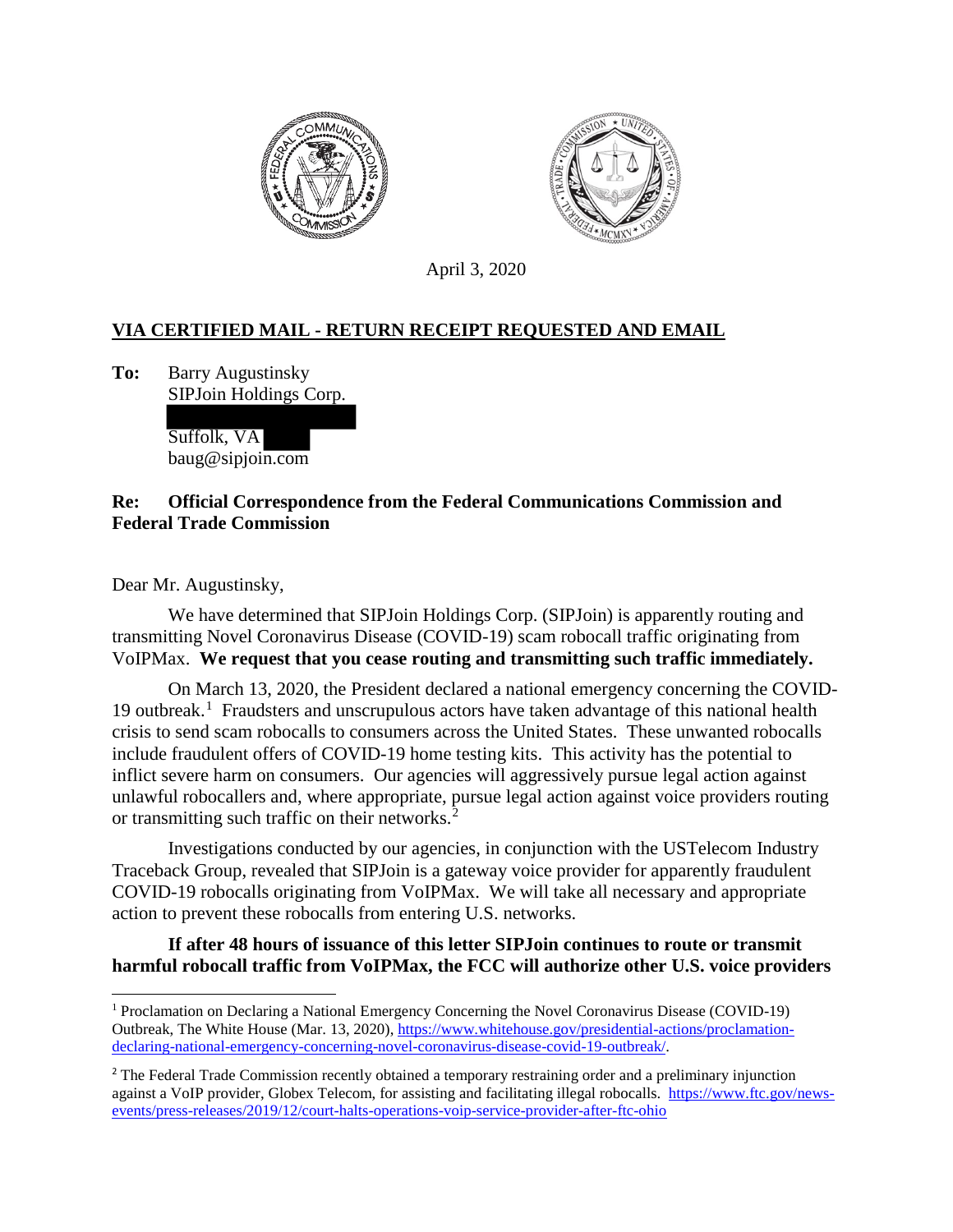April 3, 2020

**VIA CERTIFIED MAIL - RETURN RECEIPT REQUESTED AND EMAIL**

**To:** Barry Augustinsky
SIPJoin Holdings Corp.

Suffolk, VA
baug@sipjoin.com

**Re: Official Correspondence from the Federal Communications Commission and Federal Trade Commission**

Dear Mr. Augustinsky,

We have determined that SIPJoin Holdings Corp. (SIPJoin) is apparently routing and transmitting Novel Coronavirus Disease (COVID-19) scam robocall traffic originating from VoIPMax. **We request that you cease routing and transmitting such traffic immediately.**

On March 13, 2020, the President declared a national emergency concerning the COVID-19 outbreak.[1] Fraudsters and unscrupulous actors have taken advantage of this national health crisis to send scam robocalls to consumers across the United States. These unwanted robocalls include fraudulent offers of COVID-19 home testing kits. This activity has the potential to inflict severe harm on consumers. Our agencies will aggressively pursue legal action against unlawful robocallers and, where appropriate, pursue legal action against voice providers routing or transmitting such traffic on their networks.[2]

Investigations conducted by our agencies, in conjunction with the USTelecom Industry Traceback Group, revealed that SIPJoin is a gateway voice provider for apparently fraudulent COVID-19 robocalls originating from VoIPMax. We will take all necessary and appropriate action to prevent these robocalls from entering U.S. networks.

**If after 48 hours of issuance of this letter SIPJoin continues to route or transmit harmful robocall traffic from VoIPMax, the FCC will authorize other U.S. voice providers**

---

[1] Proclamation on Declaring a National Emergency Concerning the Novel Coronavirus Disease (COVID-19) Outbreak, The White House (Mar. 13, 2020), https://www.whitehouse.gov/presidential-actions/proclamation-declaring-national-emergency-concerning-novel-coronavirus-disease-covid-19-outbreak/.

[2] The Federal Trade Commission recently obtained a temporary restraining order and a preliminary injunction against a VoIP provider, Globex Telecom, for assisting and facilitating illegal robocalls. https://www.ftc.gov/news-events/press-releases/2019/12/court-halts-operations-voip-service-provider-after-ftc-ohio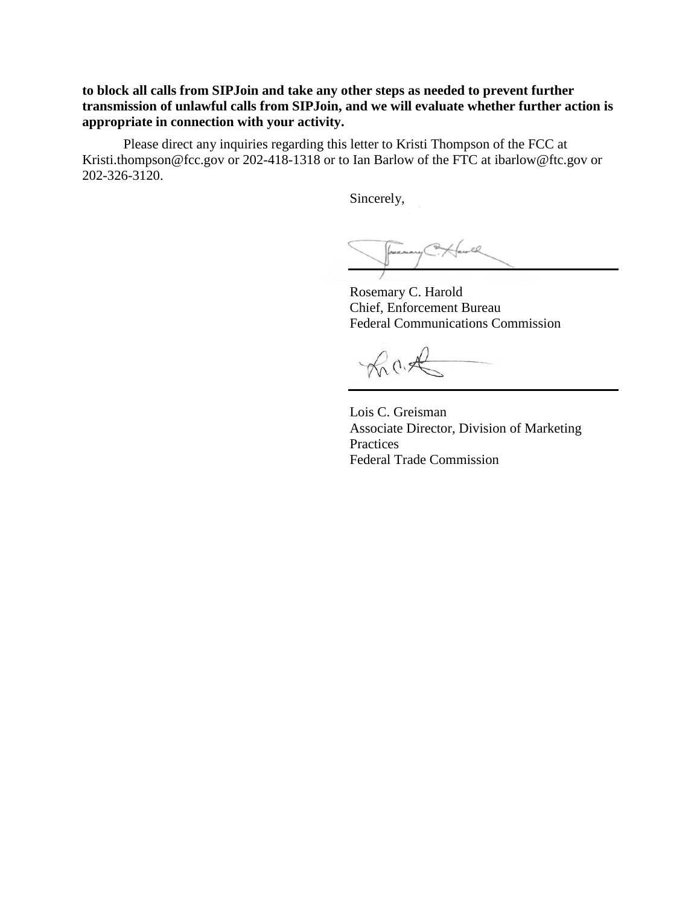**to block all calls from SIPJoin and take any other steps as needed to prevent further transmission of unlawful calls from SIPJoin, and we will evaluate whether further action is appropriate in connection with your activity.**

Please direct any inquiries regarding this letter to Kristi Thompson of the FCC at Kristi.thompson@fcc.gov or 202-418-1318 or to Ian Barlow of the FTC at ibarlow@ftc.gov or 202-326-3120.

Sincerely,

Rosemary C. Harold
Chief, Enforcement Bureau
Federal Communications Commission

Lois C. Greisman
Associate Director, Division of Marketing Practices
Federal Trade Commission